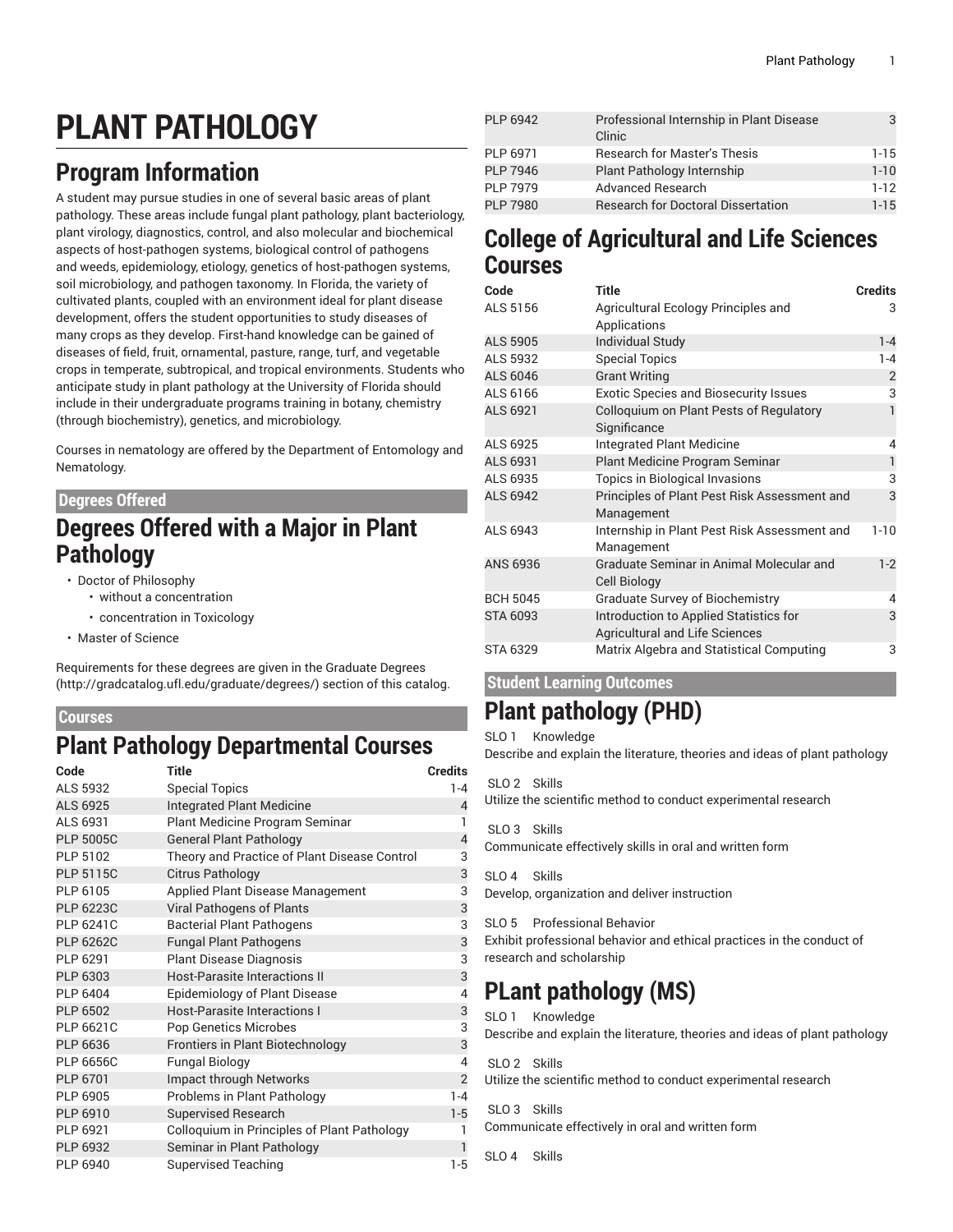# PLANT PATHOLOGY

## Program Information

A student may pursue studies in one of several basic areas of plant pathology. These areas include fungal plant pathology, plant bacteriology, plant virology, diagnostics, control, and also molecular and biochemical aspects of host-pathogen systems, biological control of pathogens and weeds, epidemiology, etiology, genetics of host-pathogen systems, soil microbiology, and pathogen taxonomy. In Florida, the variety of cultivated plants, coupled with an environment ideal for plant disease development, offers the student opportunities to study diseases of many crops as they develop. First-hand knowledge can be gained of diseases of field, fruit, ornamental, pasture, range, turf, and vegetable crops in temperate, subtropical, and tropical environments. Students who anticipate study in plant pathology at the University of Florida should include in their undergraduate programs training in botany, chemistry (through biochemistry), genetics, and microbiology.

Courses in nematology are offered by the Department of Entomology and Nematology.

### Degrees Offered

## Degrees Offered with a Major in Plant Pathology

- Doctor of Philosophy
  - without a concentration
  - concentration in Toxicology
- Master of Science

Requirements for these degrees are given in the Graduate Degrees (http://gradcatalog.ufl.edu/graduate/degrees/) section of this catalog.

### Courses

## Plant Pathology Departmental Courses

| Code | Title | Credits |
|---|---|---|
| ALS 5932 | Special Topics | 1-4 |
| ALS 6925 | Integrated Plant Medicine | 4 |
| ALS 6931 | Plant Medicine Program Seminar | 1 |
| PLP 5005C | General Plant Pathology | 4 |
| PLP 5102 | Theory and Practice of Plant Disease Control | 3 |
| PLP 5115C | Citrus Pathology | 3 |
| PLP 6105 | Applied Plant Disease Management | 3 |
| PLP 6223C | Viral Pathogens of Plants | 3 |
| PLP 6241C | Bacterial Plant Pathogens | 3 |
| PLP 6262C | Fungal Plant Pathogens | 3 |
| PLP 6291 | Plant Disease Diagnosis | 3 |
| PLP 6303 | Host-Parasite Interactions II | 3 |
| PLP 6404 | Epidemiology of Plant Disease | 4 |
| PLP 6502 | Host-Parasite Interactions I | 3 |
| PLP 6621C | Pop Genetics Microbes | 3 |
| PLP 6636 | Frontiers in Plant Biotechnology | 3 |
| PLP 6656C | Fungal Biology | 4 |
| PLP 6701 | Impact through Networks | 2 |
| PLP 6905 | Problems in Plant Pathology | 1-4 |
| PLP 6910 | Supervised Research | 1-5 |
| PLP 6921 | Colloquium in Principles of Plant Pathology | 1 |
| PLP 6932 | Seminar in Plant Pathology | 1 |
| PLP 6940 | Supervised Teaching | 1-5 |
| PLP 6942 | Professional Internship in Plant Disease Clinic | 3 |
| PLP 6971 | Research for Master's Thesis | 1-15 |
| PLP 7946 | Plant Pathology Internship | 1-10 |
| PLP 7979 | Advanced Research | 1-12 |
| PLP 7980 | Research for Doctoral Dissertation | 1-15 |

## College of Agricultural and Life Sciences Courses

| Code | Title | Credits |
|---|---|---|
| ALS 5156 | Agricultural Ecology Principles and Applications | 3 |
| ALS 5905 | Individual Study | 1-4 |
| ALS 5932 | Special Topics | 1-4 |
| ALS 6046 | Grant Writing | 2 |
| ALS 6166 | Exotic Species and Biosecurity Issues | 3 |
| ALS 6921 | Colloquium on Plant Pests of Regulatory Significance | 1 |
| ALS 6925 | Integrated Plant Medicine | 4 |
| ALS 6931 | Plant Medicine Program Seminar | 1 |
| ALS 6935 | Topics in Biological Invasions | 3 |
| ALS 6942 | Principles of Plant Pest Risk Assessment and Management | 3 |
| ALS 6943 | Internship in Plant Pest Risk Assessment and Management | 1-10 |
| ANS 6936 | Graduate Seminar in Animal Molecular and Cell Biology | 1-2 |
| BCH 5045 | Graduate Survey of Biochemistry | 4 |
| STA 6093 | Introduction to Applied Statistics for Agricultural and Life Sciences | 3 |
| STA 6329 | Matrix Algebra and Statistical Computing | 3 |

### Student Learning Outcomes

## Plant pathology (PHD)

SLO 1 Knowledge
Describe and explain the literature, theories and ideas of plant pathology

SLO 2 Skills
Utilize the scientific method to conduct experimental research

SLO 3 Skills
Communicate effectively skills in oral and written form

SLO 4 Skills
Develop, organization and deliver instruction

SLO 5 Professional Behavior
Exhibit professional behavior and ethical practices in the conduct of research and scholarship

## PLant pathology (MS)

SLO 1 Knowledge
Describe and explain the literature, theories and ideas of plant pathology

SLO 2 Skills
Utilize the scientific method to conduct experimental research

SLO 3 Skills
Communicate effectively in oral and written form

SLO 4 Skills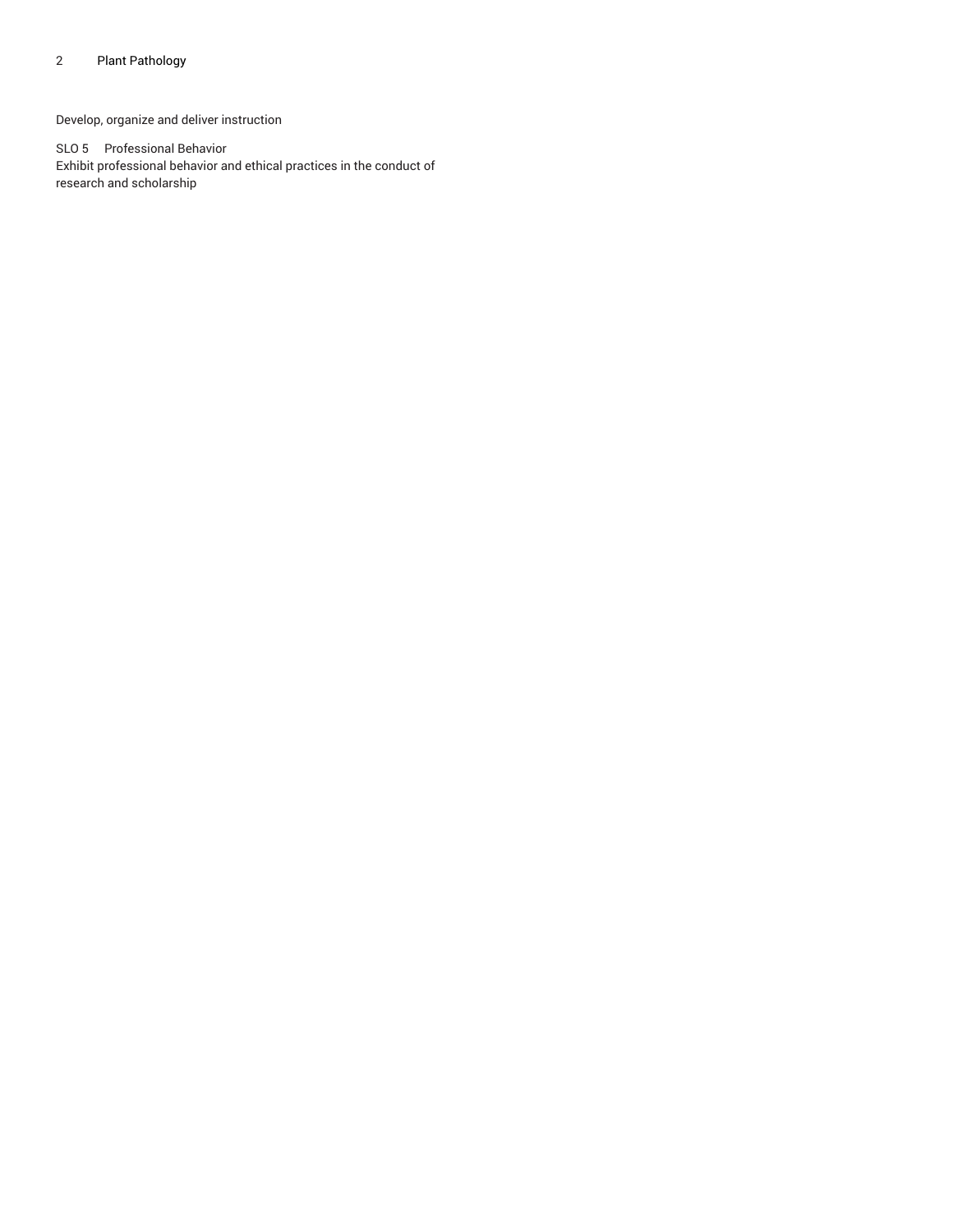Develop, organize and deliver instruction

SLO 5 Professional Behavior
Exhibit professional behavior and ethical practices in the conduct of research and scholarship